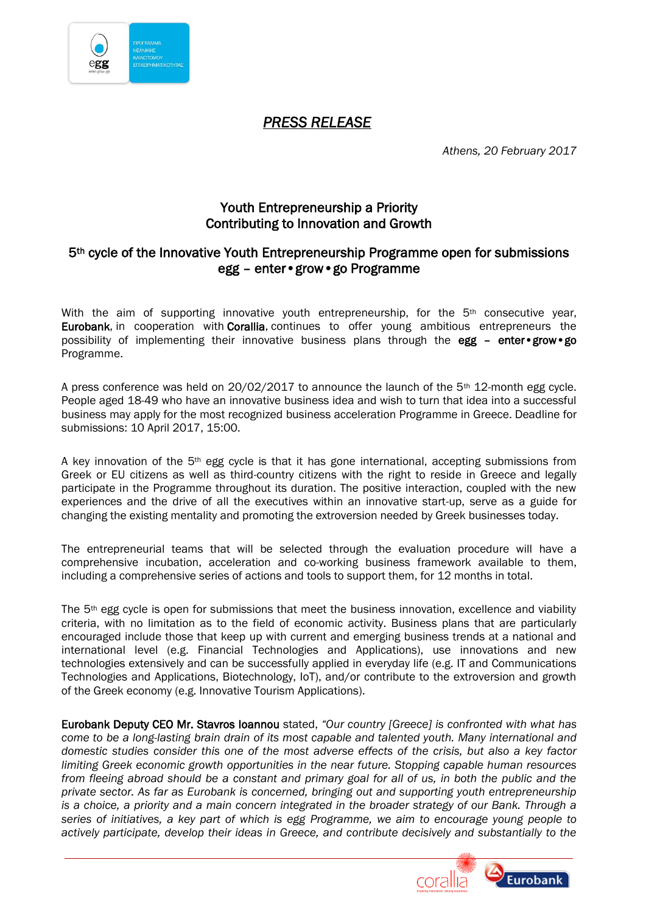*PRESS RELEASE*

*Athens, 20 February 2017*

## Youth Entrepreneurship a Priority
## Contributing to Innovation and Growth

### 5th cycle of the Innovative Youth Entrepreneurship Programme open for submissions
### egg – enter•grow•go Programme

With the aim of supporting innovative youth entrepreneurship, for the 5th consecutive year, **Eurobank**, in cooperation with **Corallia**, continues to offer young ambitious entrepreneurs the possibility of implementing their innovative business plans through the **egg – enter•grow•go** Programme.

A press conference was held on 20/02/2017 to announce the launch of the 5th 12-month egg cycle. People aged 18-49 who have an innovative business idea and wish to turn that idea into a successful business may apply for the most recognized business acceleration Programme in Greece. Deadline for submissions: 10 April 2017, 15:00.

A key innovation of the 5th egg cycle is that it has gone international, accepting submissions from Greek or EU citizens as well as third-country citizens with the right to reside in Greece and legally participate in the Programme throughout its duration. The positive interaction, coupled with the new experiences and the drive of all the executives within an innovative start-up, serve as a guide for changing the existing mentality and promoting the extroversion needed by Greek businesses today.

The entrepreneurial teams that will be selected through the evaluation procedure will have a comprehensive incubation, acceleration and co-working business framework available to them, including a comprehensive series of actions and tools to support them, for 12 months in total.

The 5th egg cycle is open for submissions that meet the business innovation, excellence and viability criteria, with no limitation as to the field of economic activity. Business plans that are particularly encouraged include those that keep up with current and emerging business trends at a national and international level (e.g. Financial Technologies and Applications), use innovations and new technologies extensively and can be successfully applied in everyday life (e.g. IT and Communications Technologies and Applications, Biotechnology, IoT), and/or contribute to the extroversion and growth of the Greek economy (e.g. Innovative Tourism Applications).

**Eurobank Deputy CEO Mr. Stavros Ioannou** stated, *"Our country [Greece] is confronted with what has come to be a long-lasting brain drain of its most capable and talented youth. Many international and domestic studies consider this one of the most adverse effects of the crisis, but also a key factor limiting Greek economic growth opportunities in the near future. Stopping capable human resources from fleeing abroad should be a constant and primary goal for all of us, in both the public and the private sector. As far as Eurobank is concerned, bringing out and supporting youth entrepreneurship is a choice, a priority and a main concern integrated in the broader strategy of our Bank. Through a series of initiatives, a key part of which is egg Programme, we aim to encourage young people to actively participate, develop their ideas in Greece, and contribute decisively and substantially to the*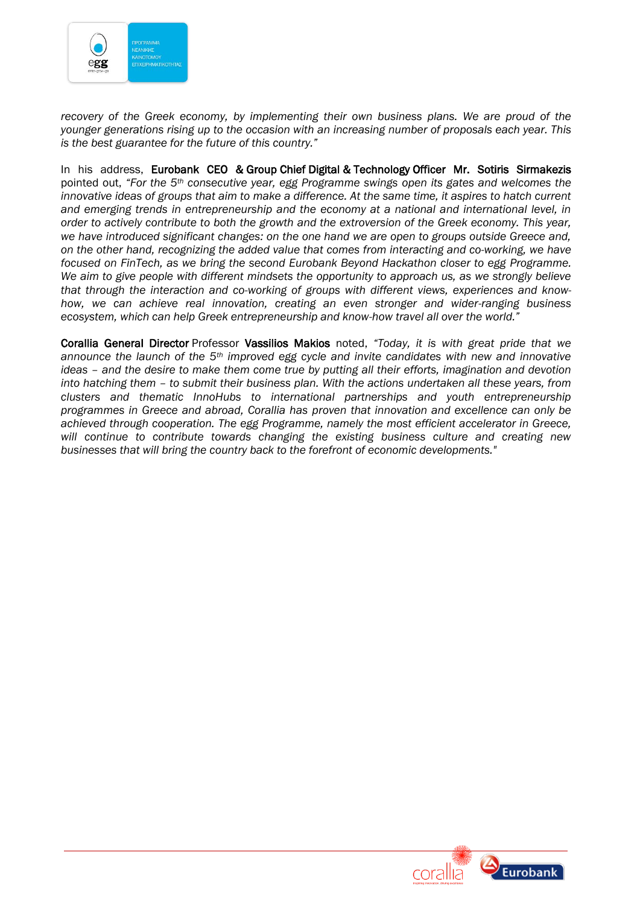*recovery of the Greek economy, by implementing their own business plans. We are proud of the younger generations rising up to the occasion with an increasing number of proposals each year. This is the best guarantee for the future of this country."*

In his address, **Eurobank CEO & Group Chief Digital & Technology Officer Mr. Sotiris Sirmakezis** pointed out, *"For the 5th consecutive year, egg Programme swings open its gates and welcomes the innovative ideas of groups that aim to make a difference. At the same time, it aspires to hatch current and emerging trends in entrepreneurship and the economy at a national and international level, in order to actively contribute to both the growth and the extroversion of the Greek economy. This year, we have introduced significant changes: on the one hand we are open to groups outside Greece and, on the other hand, recognizing the added value that comes from interacting and co-working, we have focused on FinTech, as we bring the second Eurobank Beyond Hackathon closer to egg Programme. We aim to give people with different mindsets the opportunity to approach us, as we strongly believe that through the interaction and co-working of groups with different views, experiences and know-how, we can achieve real innovation, creating an even stronger and wider-ranging business ecosystem, which can help Greek entrepreneurship and know-how travel all over the world."*

**Corallia General Director** Professor **Vassilios Makios** noted, *"Today, it is with great pride that we announce the launch of the 5th improved egg cycle and invite candidates with new and innovative ideas – and the desire to make them come true by putting all their efforts, imagination and devotion into hatching them – to submit their business plan. With the actions undertaken all these years, from clusters and thematic InnoHubs to international partnerships and youth entrepreneurship programmes in Greece and abroad, Corallia has proven that innovation and excellence can only be achieved through cooperation. The egg Programme, namely the most efficient accelerator in Greece, will continue to contribute towards changing the existing business culture and creating new businesses that will bring the country back to the forefront of economic developments."*